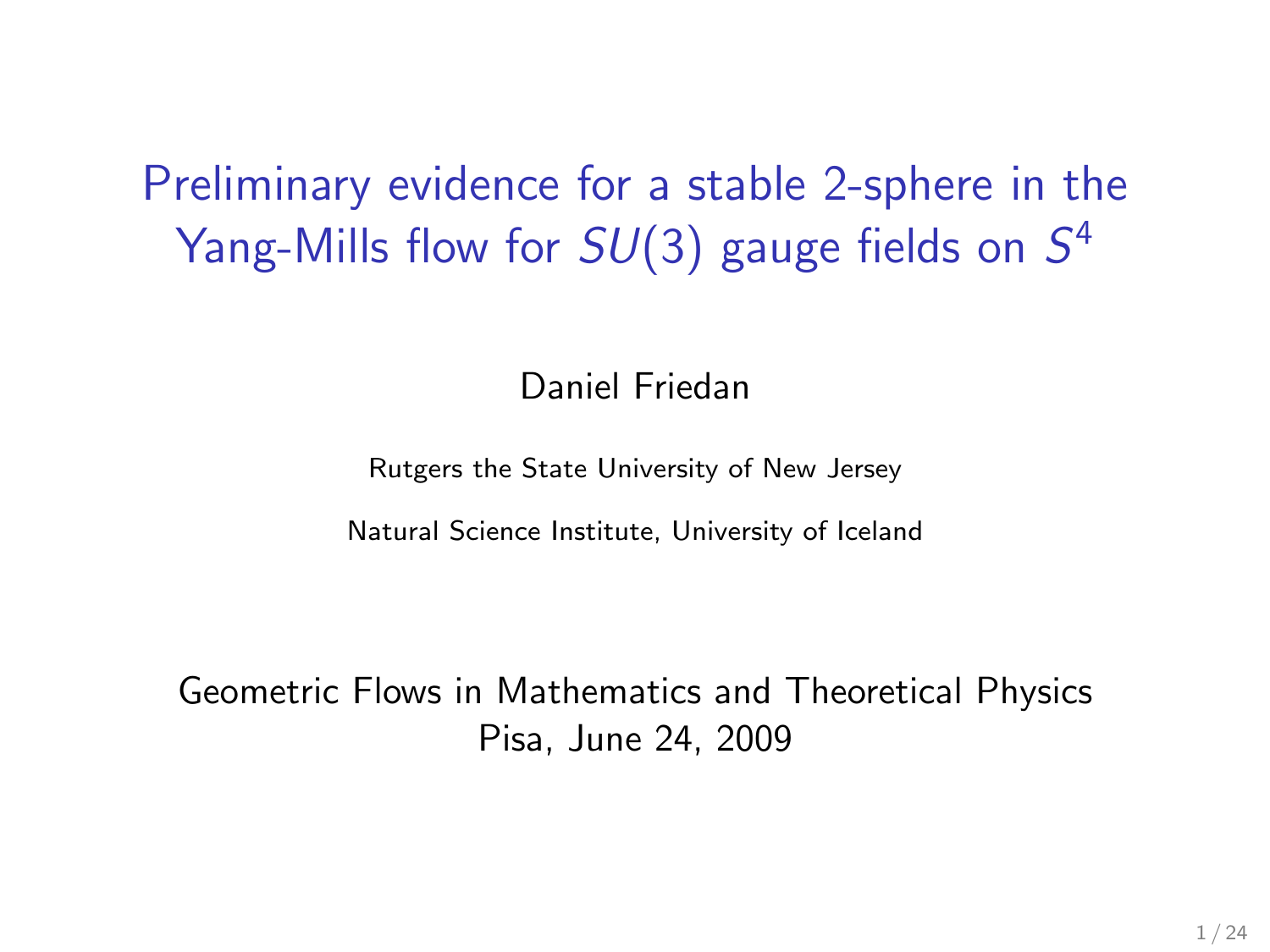# Preliminary evidence for a stable 2-sphere in the Yang-Mills flow for $SU(3)$ gauge fields on $S^4$

Daniel Friedan

Rutgers the State University of New Jersey

Natural Science Institute, University of Iceland

Geometric Flows in Mathematics and Theoretical Physics
Pisa, June 24, 2009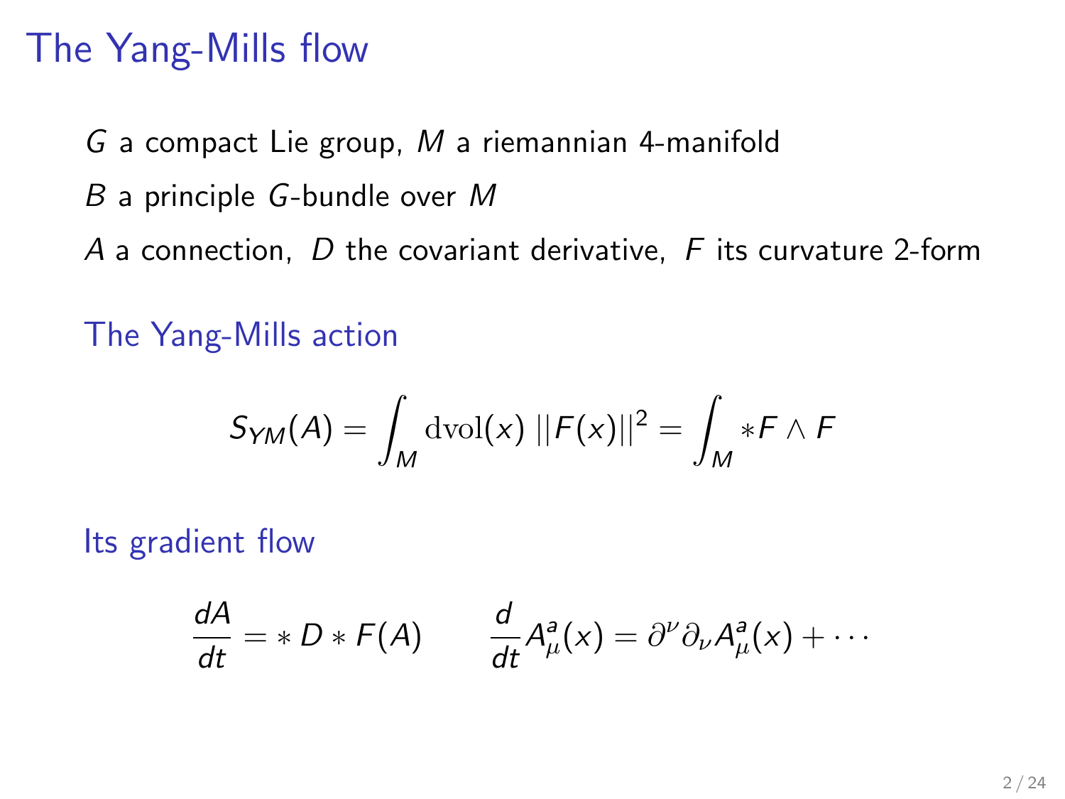# The Yang-Mills flow

$G$ a compact Lie group, $M$ a riemannian 4-manifold

$B$ a principle $G$-bundle over $M$

$A$ a connection, $D$ the covariant derivative, $F$ its curvature 2-form

## The Yang-Mills action

$$S_{YM}(A) = \int_M \mathrm{dvol}(x)\,||F(x)||^2 = \int_M *F \wedge F$$

## Its gradient flow

$$\frac{dA}{dt} = *\,D * F(A) \qquad \frac{d}{dt}A^a_\mu(x) = \partial^\nu \partial_\nu A^a_\mu(x) + \cdots$$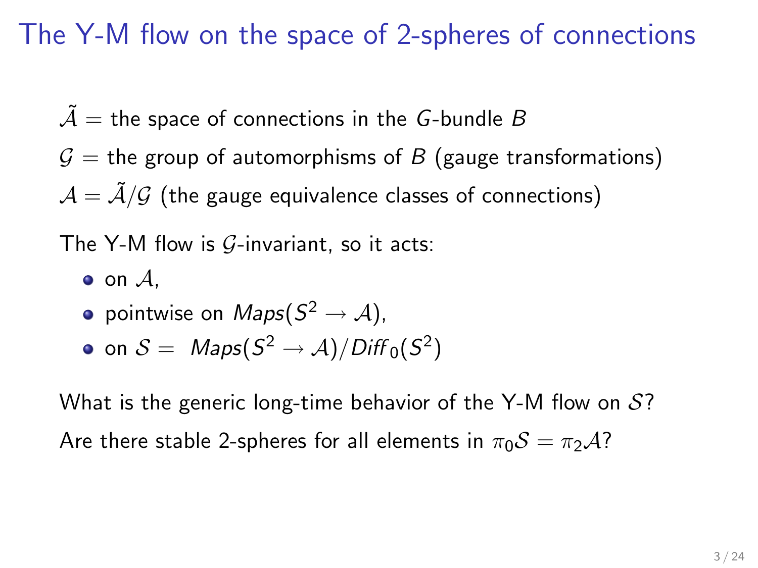# The Y-M flow on the space of 2-spheres of connections

$\tilde{\mathcal{A}}$ = the space of connections in the $G$-bundle $B$

$\mathcal{G}$ = the group of automorphisms of $B$ (gauge transformations)

$\mathcal{A} = \tilde{\mathcal{A}}/\mathcal{G}$ (the gauge equivalence classes of connections)

The Y-M flow is $\mathcal{G}$-invariant, so it acts:

- on $\mathcal{A}$,
- pointwise on $Maps(S^2 \to \mathcal{A})$,
- on $\mathcal{S} = Maps(S^2 \to \mathcal{A})/Diff_0(S^2)$

What is the generic long-time behavior of the Y-M flow on $\mathcal{S}$?

Are there stable 2-spheres for all elements in $\pi_0\mathcal{S} = \pi_2\mathcal{A}$?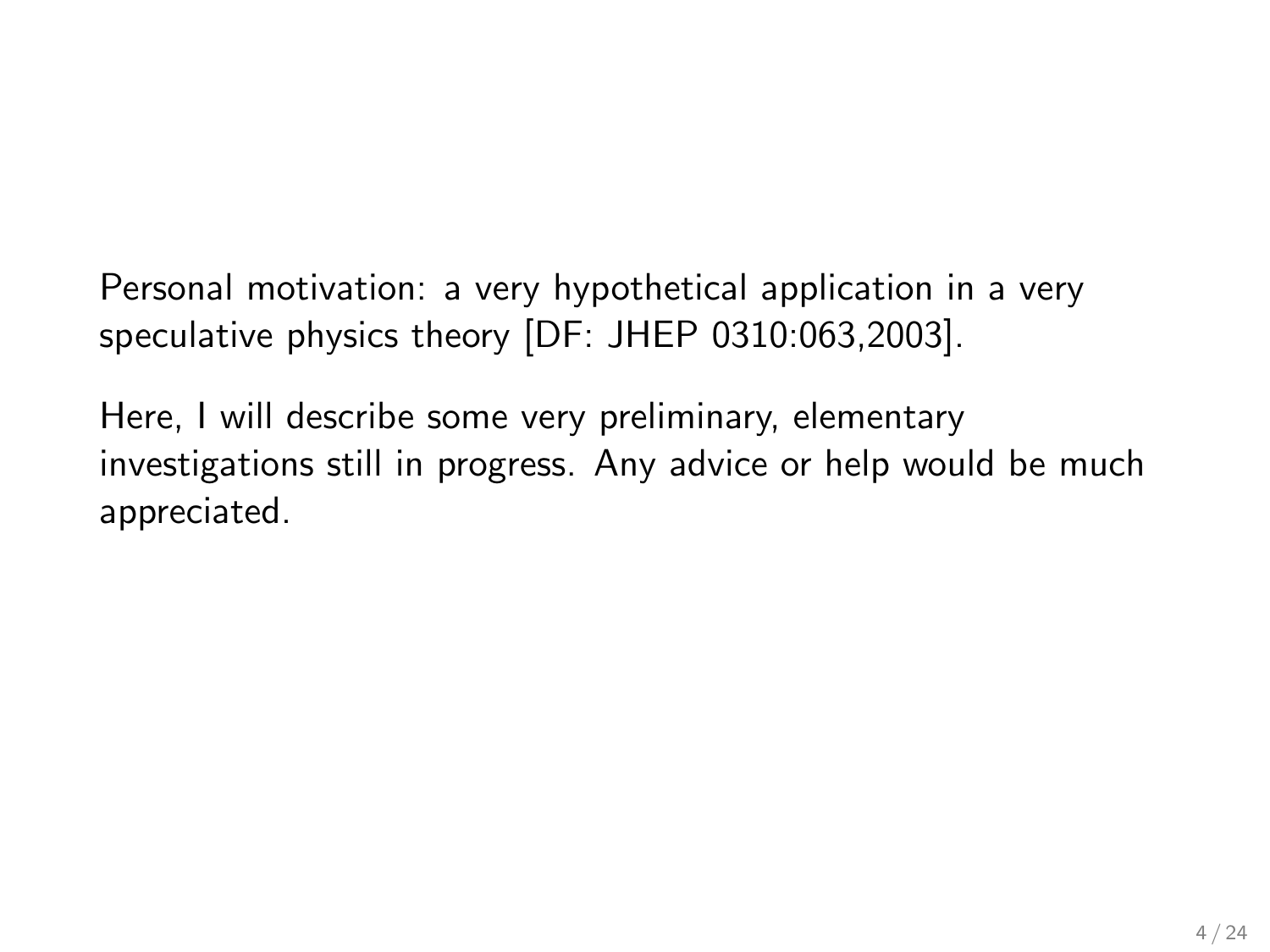Personal motivation: a very hypothetical application in a very speculative physics theory [DF: JHEP 0310:063,2003].

Here, I will describe some very preliminary, elementary investigations still in progress. Any advice or help would be much appreciated.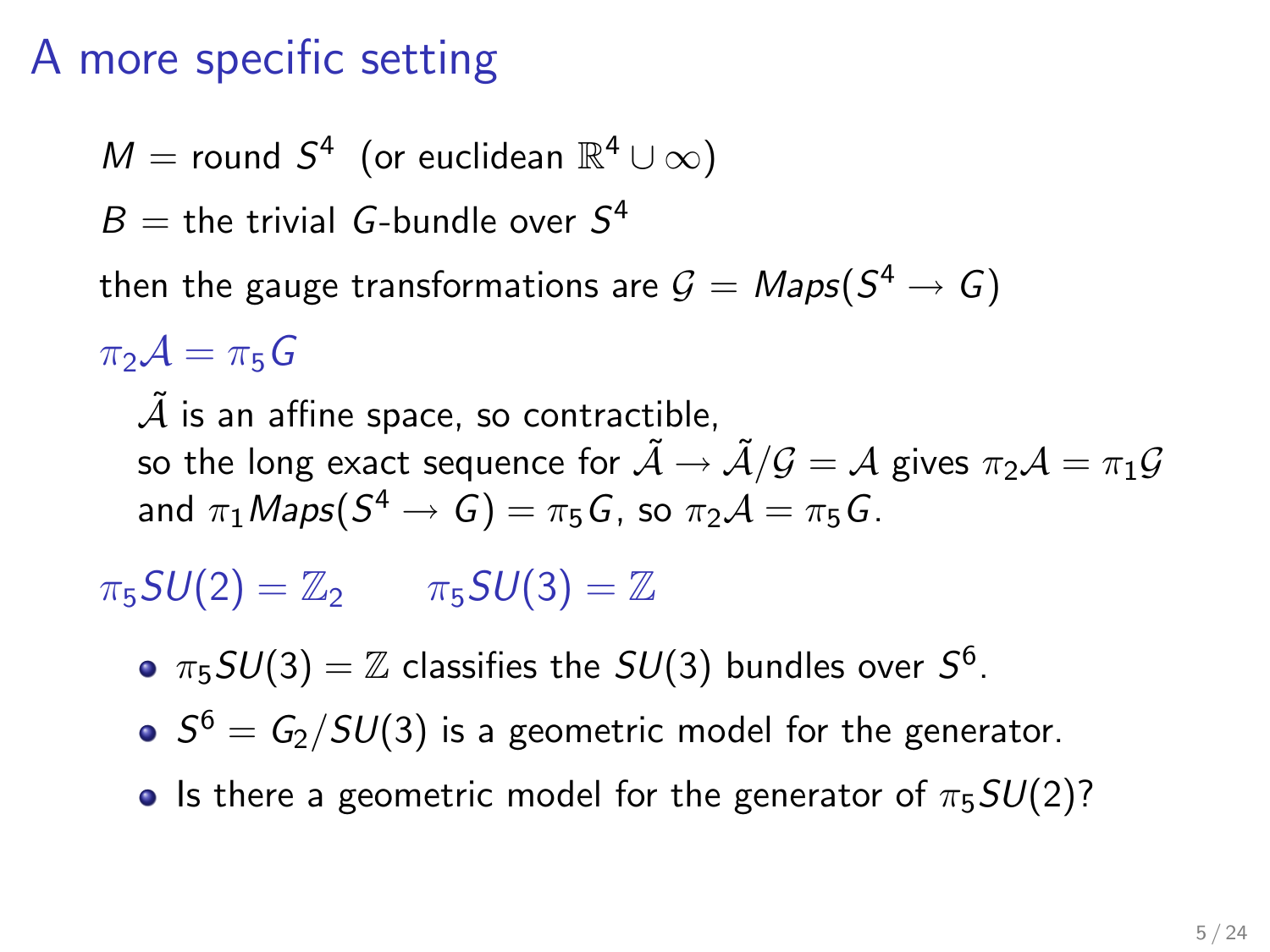# A more specific setting

$M$ = round $S^4$ (or euclidean $\mathbb{R}^4 \cup \infty$)

$B$ = the trivial $G$-bundle over $S^4$

then the gauge transformations are $\mathcal{G} = Maps(S^4 \to G)$

$\pi_2 \mathcal{A} = \pi_5 G$

$\tilde{\mathcal{A}}$ is an affine space, so contractible,
so the long exact sequence for $\tilde{\mathcal{A}} \to \tilde{\mathcal{A}}/\mathcal{G} = \mathcal{A}$ gives $\pi_2 \mathcal{A} = \pi_1 \mathcal{G}$
and $\pi_1 Maps(S^4 \to G) = \pi_5 G$, so $\pi_2 \mathcal{A} = \pi_5 G$.

$\pi_5 SU(2) = \mathbb{Z}_2 \qquad \pi_5 SU(3) = \mathbb{Z}$

- $\pi_5 SU(3) = \mathbb{Z}$ classifies the $SU(3)$ bundles over $S^6$.
- $S^6 = G_2/SU(3)$ is a geometric model for the generator.
- Is there a geometric model for the generator of $\pi_5 SU(2)$?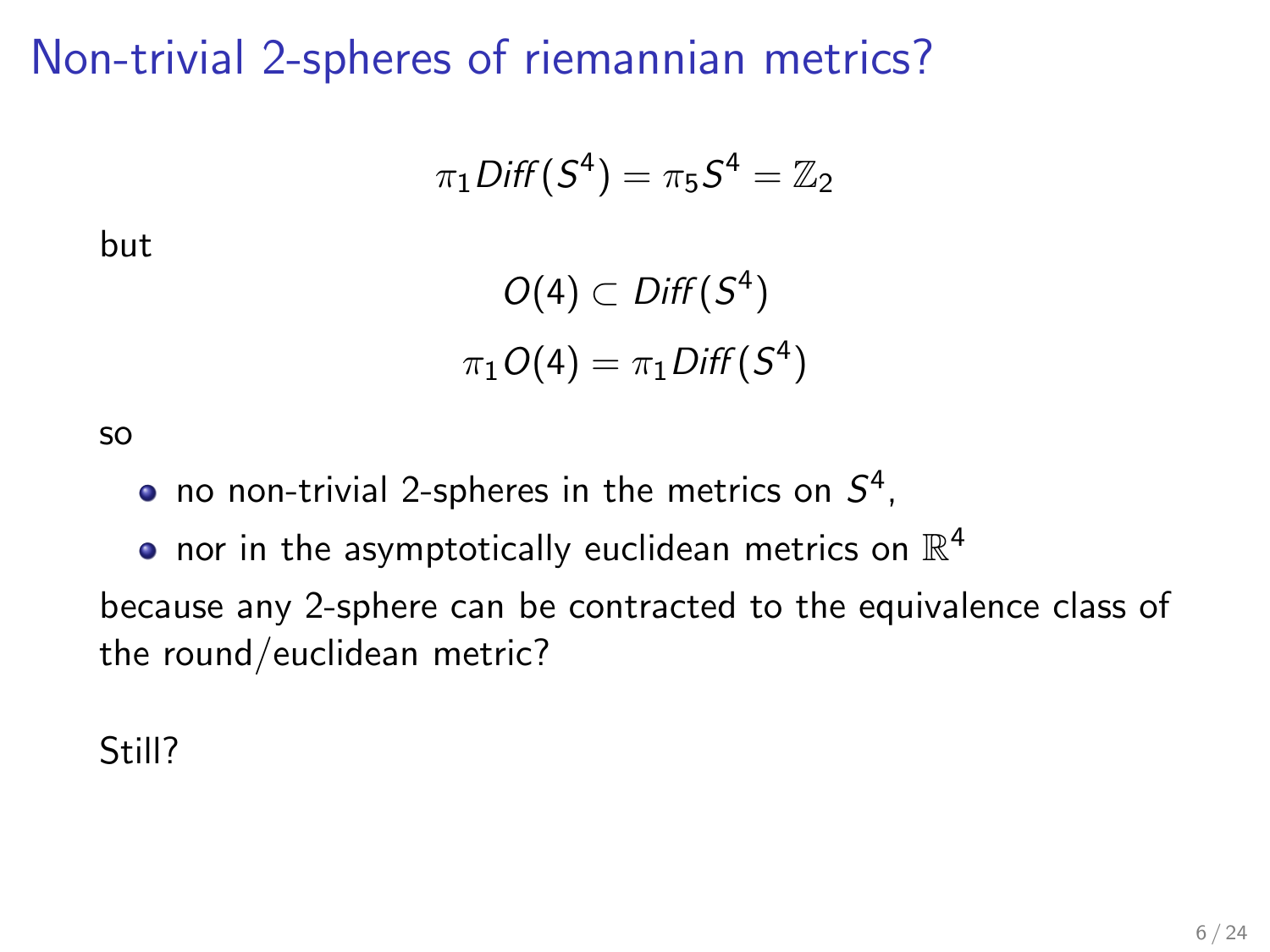# Non-trivial 2-spheres of riemannian metrics?

$$\pi_1 Diff(S^4) = \pi_5 S^4 = \mathbb{Z}_2$$

but

$$O(4) \subset Diff(S^4)$$

$$\pi_1 O(4) = \pi_1 Diff(S^4)$$

so

- no non-trivial 2-spheres in the metrics on $S^4$,
- nor in the asymptotically euclidean metrics on $\mathbb{R}^4$

because any 2-sphere can be contracted to the equivalence class of the round/euclidean metric?

Still?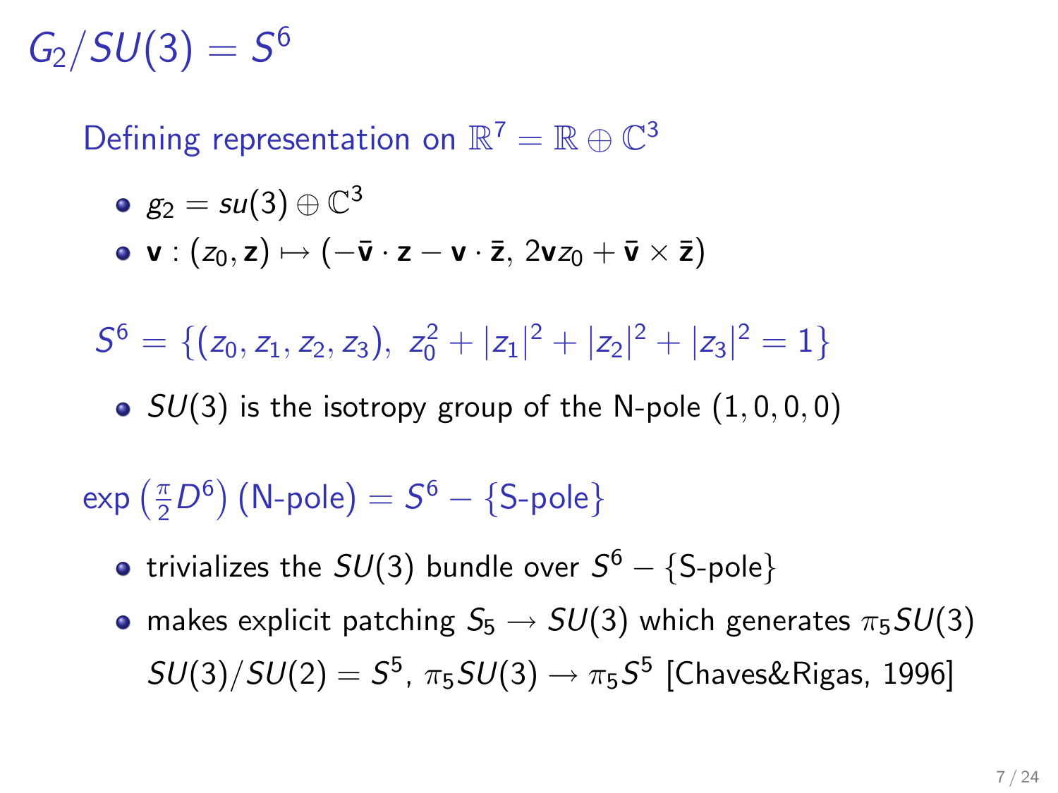# $G_2/SU(3) = S^6$

Defining representation on $\mathbb{R}^7 = \mathbb{R} \oplus \mathbb{C}^3$

- $g_2 = su(3) \oplus \mathbb{C}^3$
- $\mathbf{v} : (z_0, \mathbf{z}) \mapsto (-\bar{\mathbf{v}} \cdot \mathbf{z} - \mathbf{v} \cdot \bar{\mathbf{z}},\ 2\mathbf{v}z_0 + \bar{\mathbf{v}} \times \bar{\mathbf{z}})$

$S^6 = \{(z_0, z_1, z_2, z_3),\ z_0^2 + |z_1|^2 + |z_2|^2 + |z_3|^2 = 1\}$

- $SU(3)$ is the isotropy group of the N-pole $(1, 0, 0, 0)$

$\exp\left(\frac{\pi}{2} D^6\right)$ (N-pole) $= S^6 - \{\text{S-pole}\}$

- trivializes the $SU(3)$ bundle over $S^6 - \{\text{S-pole}\}$
- makes explicit patching $S_5 \rightarrow SU(3)$ which generates $\pi_5 SU(3)$
  $SU(3)/SU(2) = S^5$, $\pi_5 SU(3) \rightarrow \pi_5 S^5$ [Chaves&Rigas, 1996]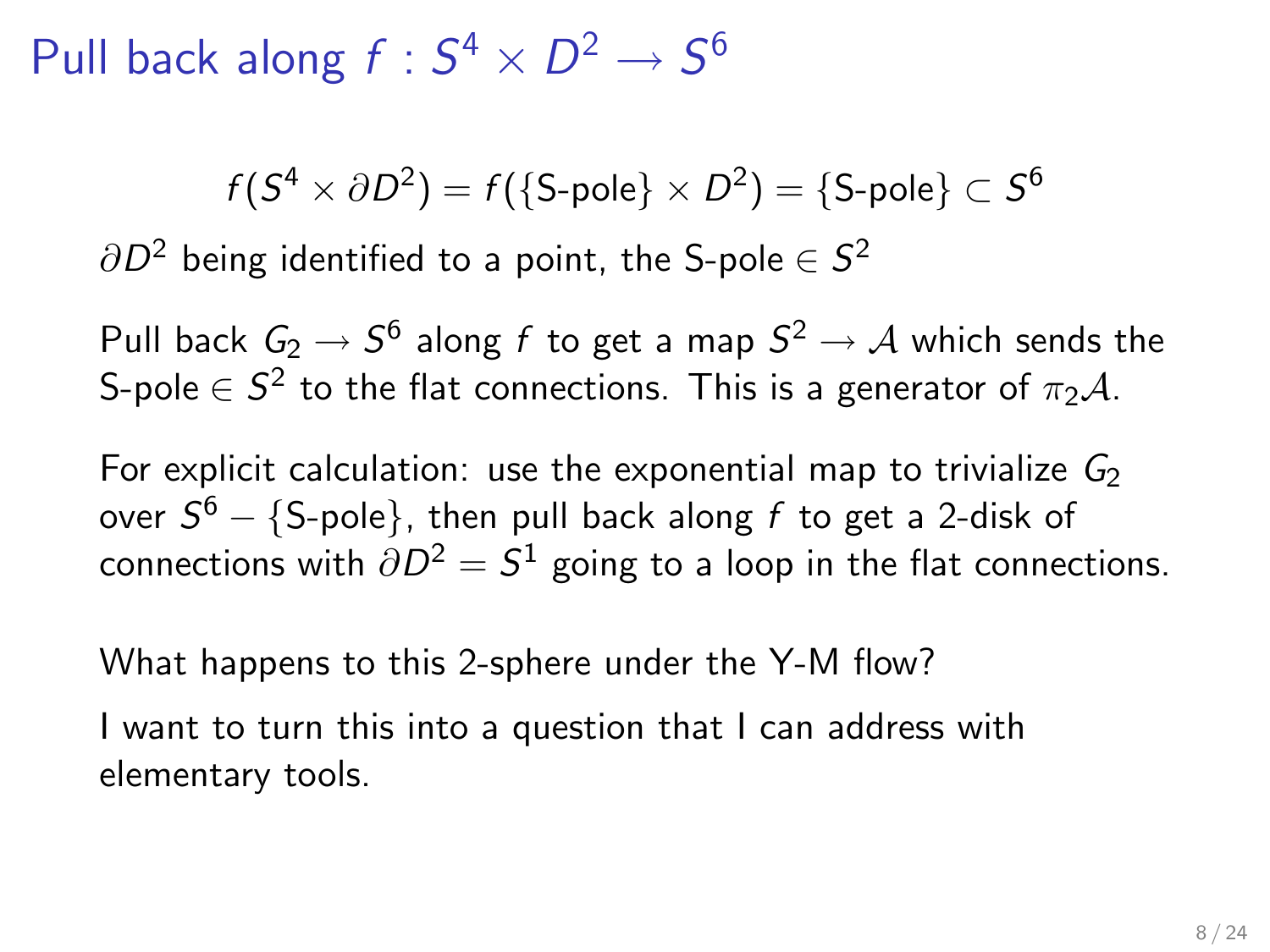# Pull back along $f : S^4 \times D^2 \to S^6$

$$f(S^4 \times \partial D^2) = f(\{\text{S-pole}\} \times D^2) = \{\text{S-pole}\} \subset S^6$$

$\partial D^2$ being identified to a point, the S-pole $\in S^2$

Pull back $G_2 \to S^6$ along $f$ to get a map $S^2 \to \mathcal{A}$ which sends the S-pole $\in S^2$ to the flat connections. This is a generator of $\pi_2 \mathcal{A}$.

For explicit calculation: use the exponential map to trivialize $G_2$ over $S^6 - \{\text{S-pole}\}$, then pull back along $f$ to get a 2-disk of connections with $\partial D^2 = S^1$ going to a loop in the flat connections.

What happens to this 2-sphere under the Y-M flow?

I want to turn this into a question that I can address with elementary tools.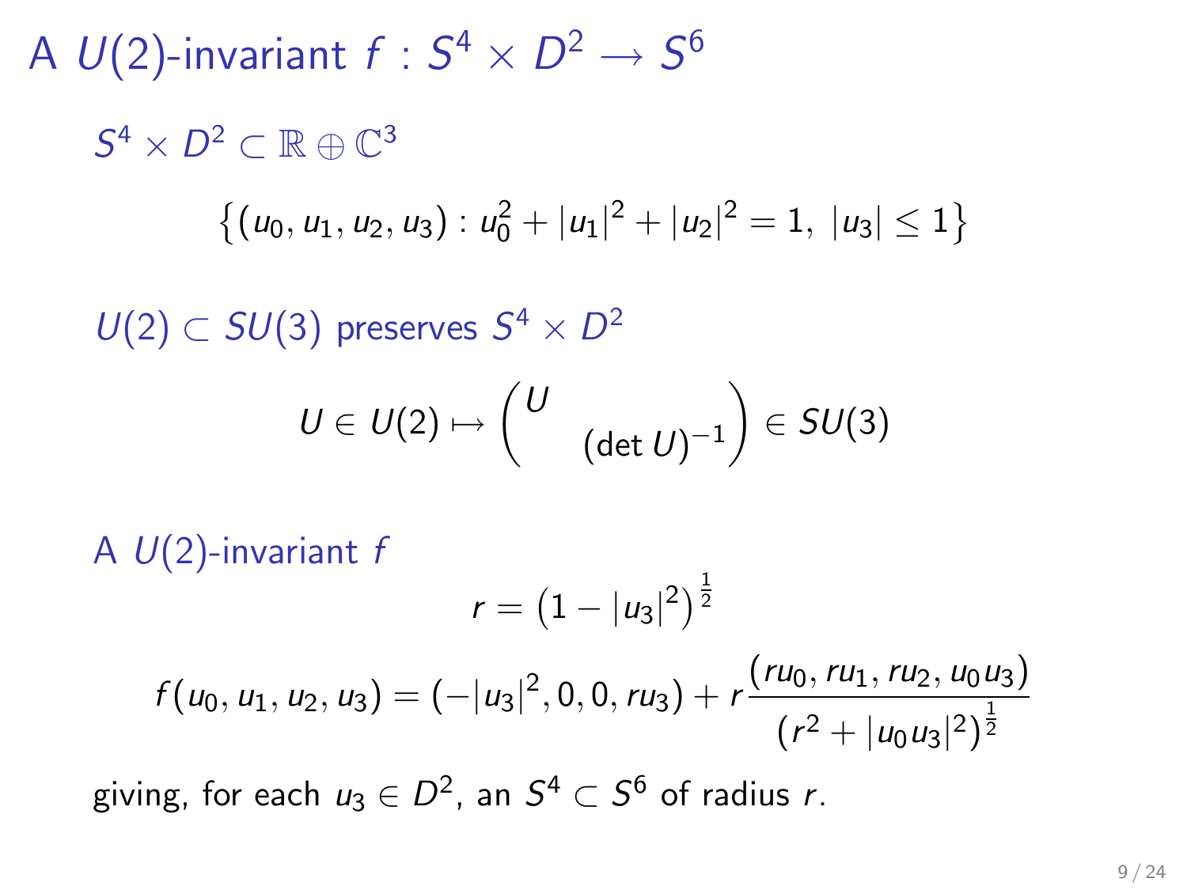# A $U(2)$-invariant $f : S^4 \times D^2 \longrightarrow S^6$

$S^4 \times D^2 \subset \mathbb{R} \oplus \mathbb{C}^3$

$$\left\{ (u_0, u_1, u_2, u_3) : u_0^2 + |u_1|^2 + |u_2|^2 = 1,\ |u_3| \leq 1 \right\}$$

$U(2) \subset SU(3)$ preserves $S^4 \times D^2$

$$U \in U(2) \mapsto \begin{pmatrix} U & \\ & (\det U)^{-1} \end{pmatrix} \in SU(3)$$

A $U(2)$-invariant $f$

$$r = \left(1 - |u_3|^2\right)^{\frac{1}{2}}$$

$$f(u_0, u_1, u_2, u_3) = (-|u_3|^2, 0, 0, ru_3) + r\frac{(ru_0, ru_1, ru_2, u_0 u_3)}{(r^2 + |u_0 u_3|^2)^{\frac{1}{2}}}$$

giving, for each $u_3 \in D^2$, an $S^4 \subset S^6$ of radius $r$.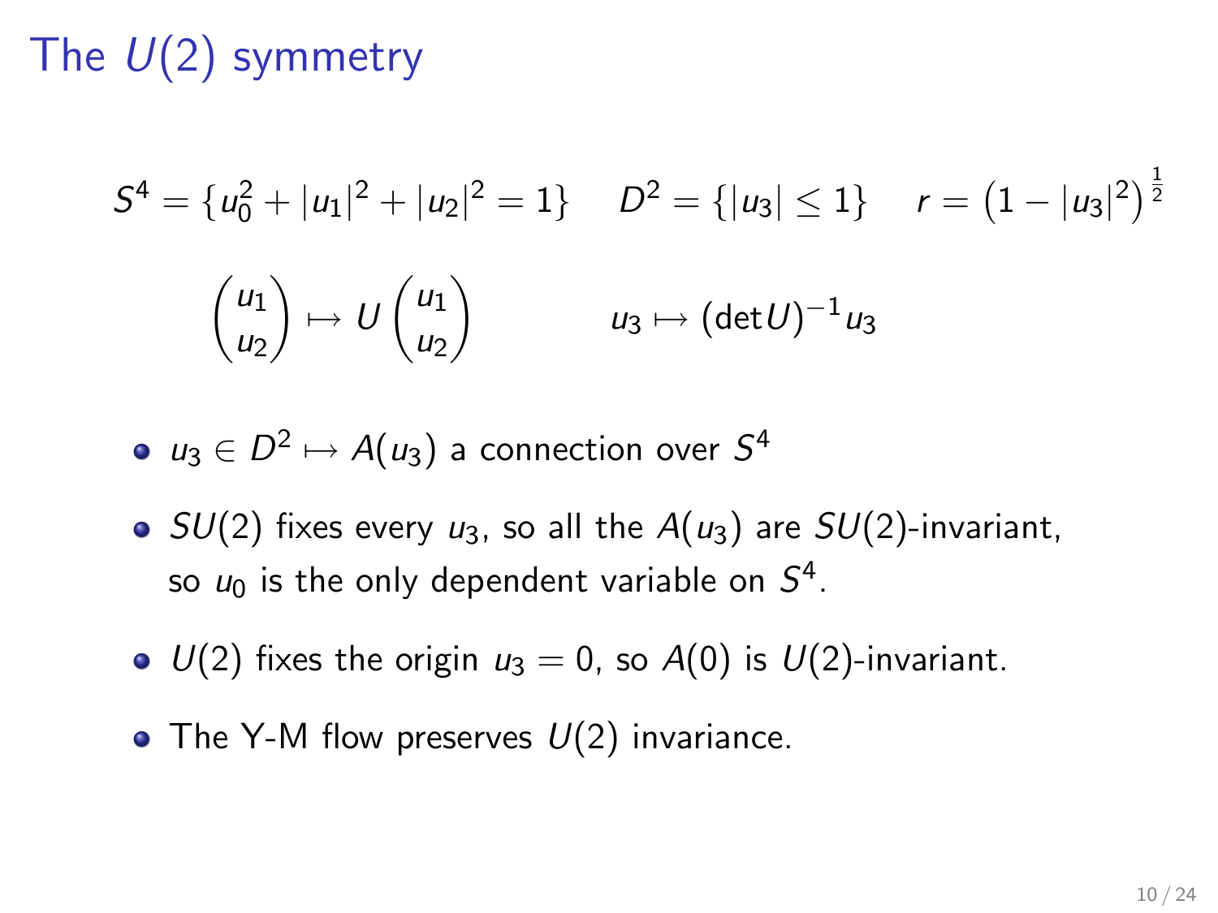# The $U(2)$ symmetry

$$S^4 = \{u_0^2 + |u_1|^2 + |u_2|^2 = 1\} \qquad D^2 = \{|u_3| \leq 1\} \qquad r = \left(1 - |u_3|^2\right)^{\frac{1}{2}}$$

$$\begin{pmatrix} u_1 \\ u_2 \end{pmatrix} \mapsto U \begin{pmatrix} u_1 \\ u_2 \end{pmatrix} \qquad\qquad u_3 \mapsto (\det U)^{-1} u_3$$

- $u_3 \in D^2 \mapsto A(u_3)$ a connection over $S^4$
- $SU(2)$ fixes every $u_3$, so all the $A(u_3)$ are $SU(2)$-invariant, so $u_0$ is the only dependent variable on $S^4$.
- $U(2)$ fixes the origin $u_3 = 0$, so $A(0)$ is $U(2)$-invariant.
- The Y-M flow preserves $U(2)$ invariance.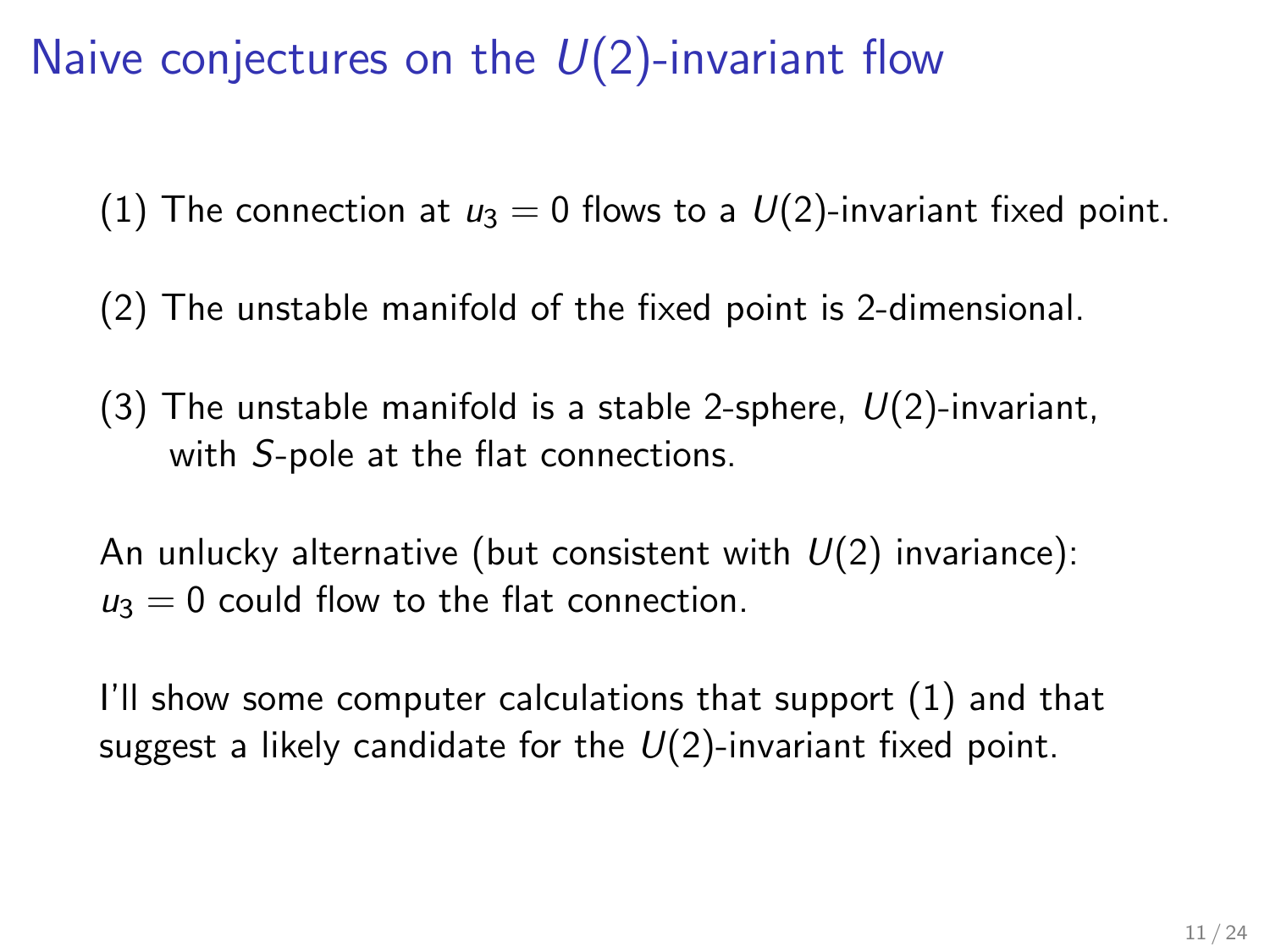# Naive conjectures on the $U(2)$-invariant flow

(1) The connection at $u_3 = 0$ flows to a $U(2)$-invariant fixed point.

(2) The unstable manifold of the fixed point is 2-dimensional.

(3) The unstable manifold is a stable 2-sphere, $U(2)$-invariant, with $S$-pole at the flat connections.

An unlucky alternative (but consistent with $U(2)$ invariance): $u_3 = 0$ could flow to the flat connection.

I'll show some computer calculations that support (1) and that suggest a likely candidate for the $U(2)$-invariant fixed point.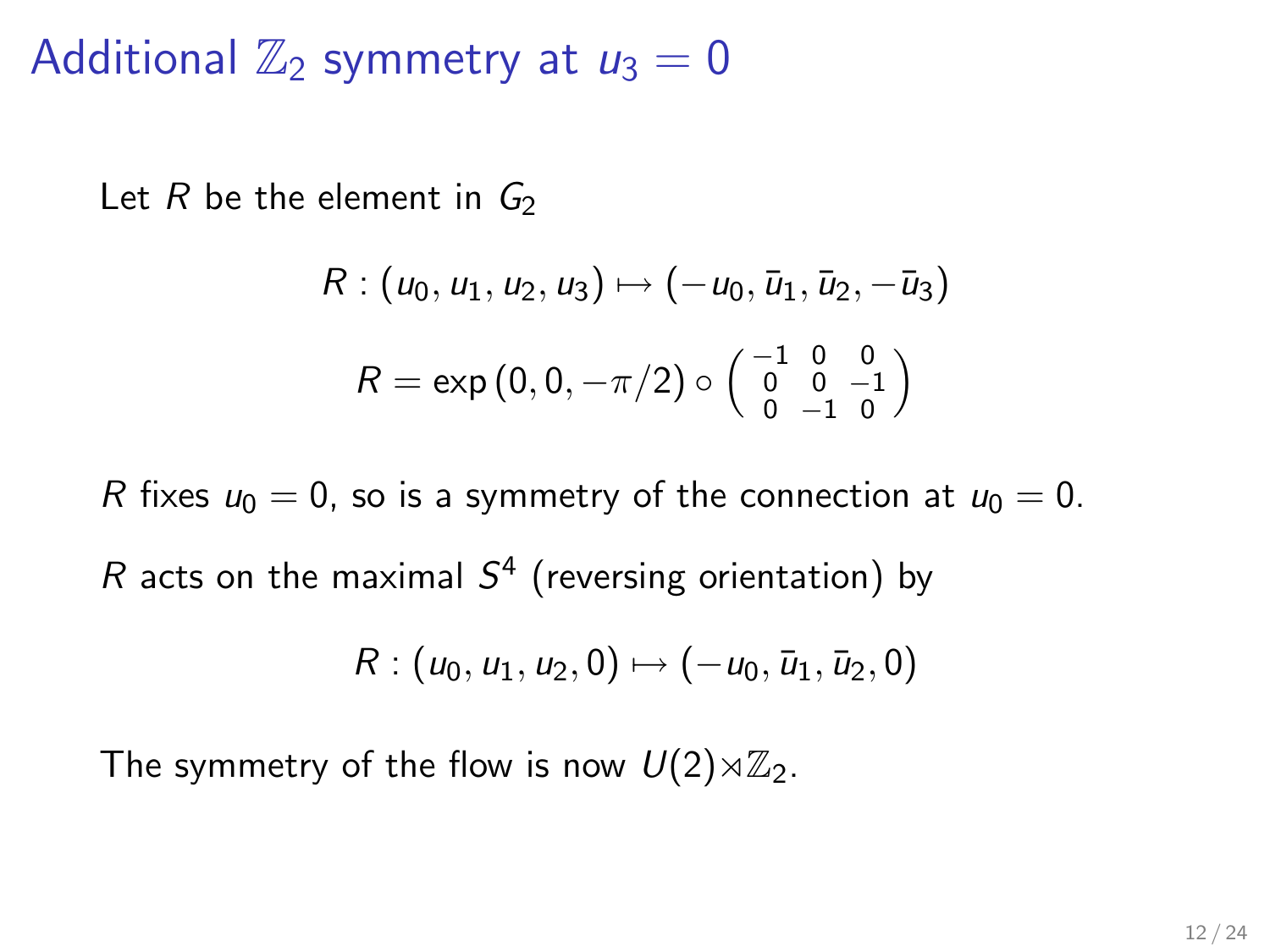# Additional $\mathbb{Z}_2$ symmetry at $u_3 = 0$

Let $R$ be the element in $G_2$

$$R : (u_0, u_1, u_2, u_3) \mapsto (-u_0, \bar{u}_1, \bar{u}_2, -\bar{u}_3)$$

$$R = \exp(0, 0, -\pi/2) \circ \begin{pmatrix} -1 & 0 & 0 \\ 0 & 0 & -1 \\ 0 & -1 & 0 \end{pmatrix}$$

$R$ fixes $u_0 = 0$, so is a symmetry of the connection at $u_0 = 0$.

$R$ acts on the maximal $S^4$ (reversing orientation) by

$$R : (u_0, u_1, u_2, 0) \mapsto (-u_0, \bar{u}_1, \bar{u}_2, 0)$$

The symmetry of the flow is now $U(2) \rtimes \mathbb{Z}_2$.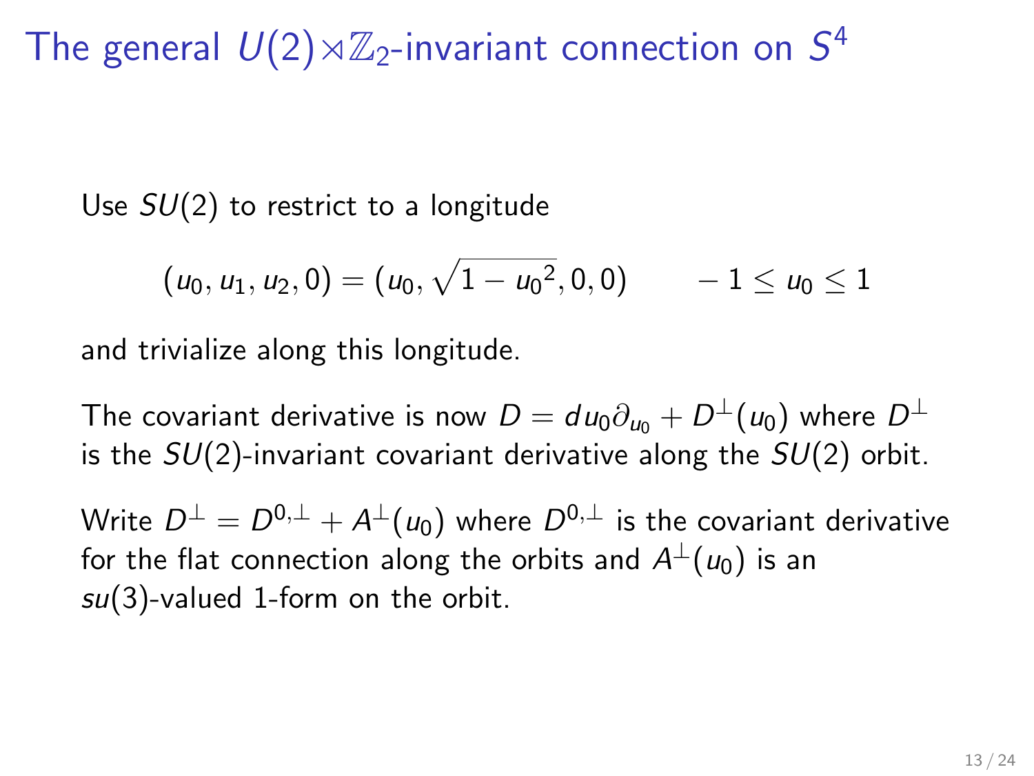# The general $U(2)\rtimes\mathbb{Z}_2$-invariant connection on $S^4$

Use $SU(2)$ to restrict to a longitude

$$(u_0, u_1, u_2, 0) = (u_0, \sqrt{1-{u_0}^2}, 0, 0) \qquad -1 \leq u_0 \leq 1$$

and trivialize along this longitude.

The covariant derivative is now $D = du_0 \partial_{u_0} + D^{\perp}(u_0)$ where $D^{\perp}$ is the $SU(2)$-invariant covariant derivative along the $SU(2)$ orbit.

Write $D^{\perp} = D^{0,\perp} + A^{\perp}(u_0)$ where $D^{0,\perp}$ is the covariant derivative for the flat connection along the orbits and $A^{\perp}(u_0)$ is an $su(3)$-valued 1-form on the orbit.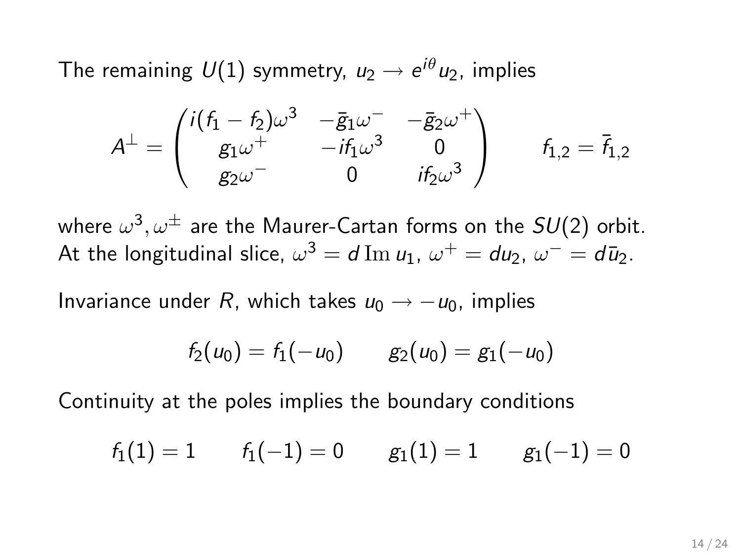The remaining $U(1)$ symmetry, $u_2 \to e^{i\theta} u_2$, implies

$$A^{\perp} = \begin{pmatrix} i(f_1 - f_2)\omega^3 & -\bar{g}_1 \omega^- & -\bar{g}_2 \omega^+ \\ g_1 \omega^+ & -i f_1 \omega^3 & 0 \\ g_2 \omega^- & 0 & i f_2 \omega^3 \end{pmatrix} \qquad f_{1,2} = \bar{f}_{1,2}$$

where $\omega^3, \omega^{\pm}$ are the Maurer-Cartan forms on the $SU(2)$ orbit. At the longitudinal slice, $\omega^3 = d\,\mathrm{Im}\, u_1$, $\omega^+ = du_2$, $\omega^- = d\bar{u}_2$.

Invariance under $R$, which takes $u_0 \to -u_0$, implies

$$f_2(u_0) = f_1(-u_0) \qquad g_2(u_0) = g_1(-u_0)$$

Continuity at the poles implies the boundary conditions

$$f_1(1) = 1 \qquad f_1(-1) = 0 \qquad g_1(1) = 1 \qquad g_1(-1) = 0$$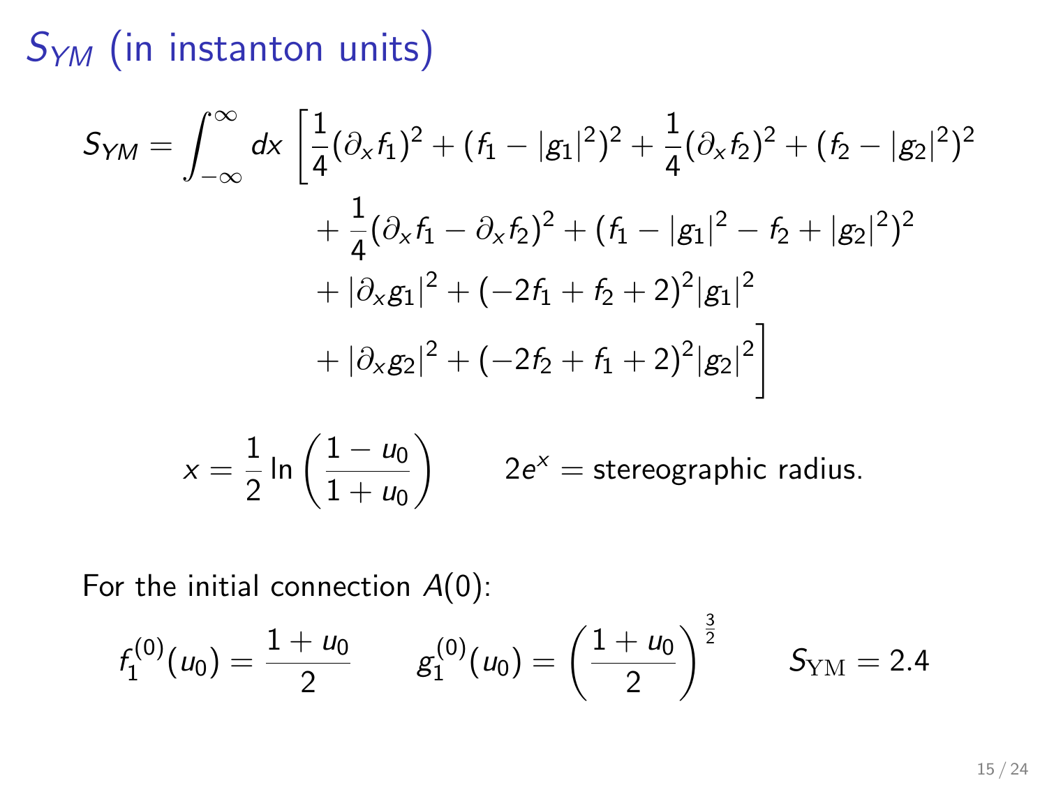# $S_{YM}$ (in instanton units)

$$
\begin{aligned}
S_{YM} = \int_{-\infty}^{\infty} dx \, \Bigg[ & \frac{1}{4}(\partial_x f_1)^2 + (f_1 - |g_1|^2)^2 + \frac{1}{4}(\partial_x f_2)^2 + (f_2 - |g_2|^2)^2 \\
& + \frac{1}{4}(\partial_x f_1 - \partial_x f_2)^2 + (f_1 - |g_1|^2 - f_2 + |g_2|^2)^2 \\
& + |\partial_x g_1|^2 + (-2f_1 + f_2 + 2)^2 |g_1|^2 \\
& + |\partial_x g_2|^2 + (-2f_2 + f_1 + 2)^2 |g_2|^2 \Bigg]
\end{aligned}
$$

$$
x = \frac{1}{2} \ln\left(\frac{1 - u_0}{1 + u_0}\right) \qquad 2e^x = \text{stereographic radius.}
$$

For the initial connection $A(0)$:

$$
f_1^{(0)}(u_0) = \frac{1 + u_0}{2} \qquad g_1^{(0)}(u_0) = \left(\frac{1 + u_0}{2}\right)^{\frac{3}{2}} \qquad S_{\mathrm{YM}} = 2.4
$$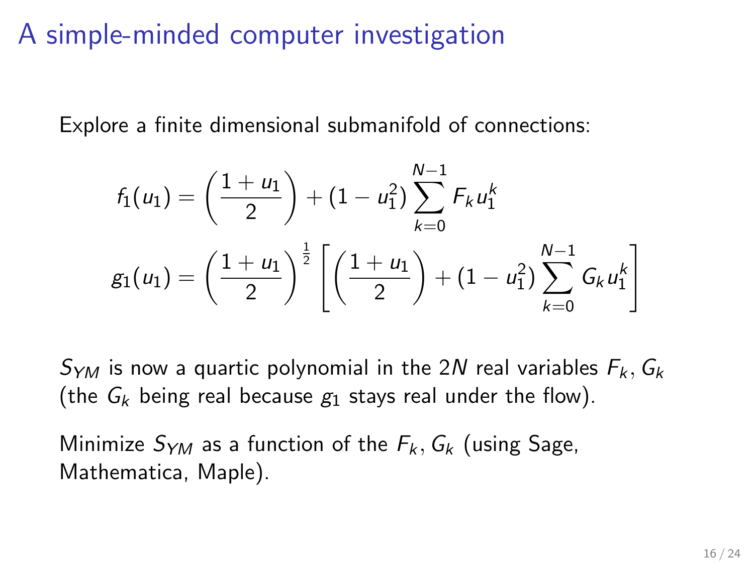# A simple-minded computer investigation

Explore a finite dimensional submanifold of connections:

$$f_1(u_1) = \left(\frac{1+u_1}{2}\right) + (1-u_1^2)\sum_{k=0}^{N-1} F_k u_1^k$$

$$g_1(u_1) = \left(\frac{1+u_1}{2}\right)^{\frac{1}{2}} \left[\left(\frac{1+u_1}{2}\right) + (1-u_1^2)\sum_{k=0}^{N-1} G_k u_1^k\right]$$

$S_{YM}$ is now a quartic polynomial in the $2N$ real variables $F_k, G_k$ (the $G_k$ being real because $g_1$ stays real under the flow).

Minimize $S_{YM}$ as a function of the $F_k, G_k$ (using Sage, Mathematica, Maple).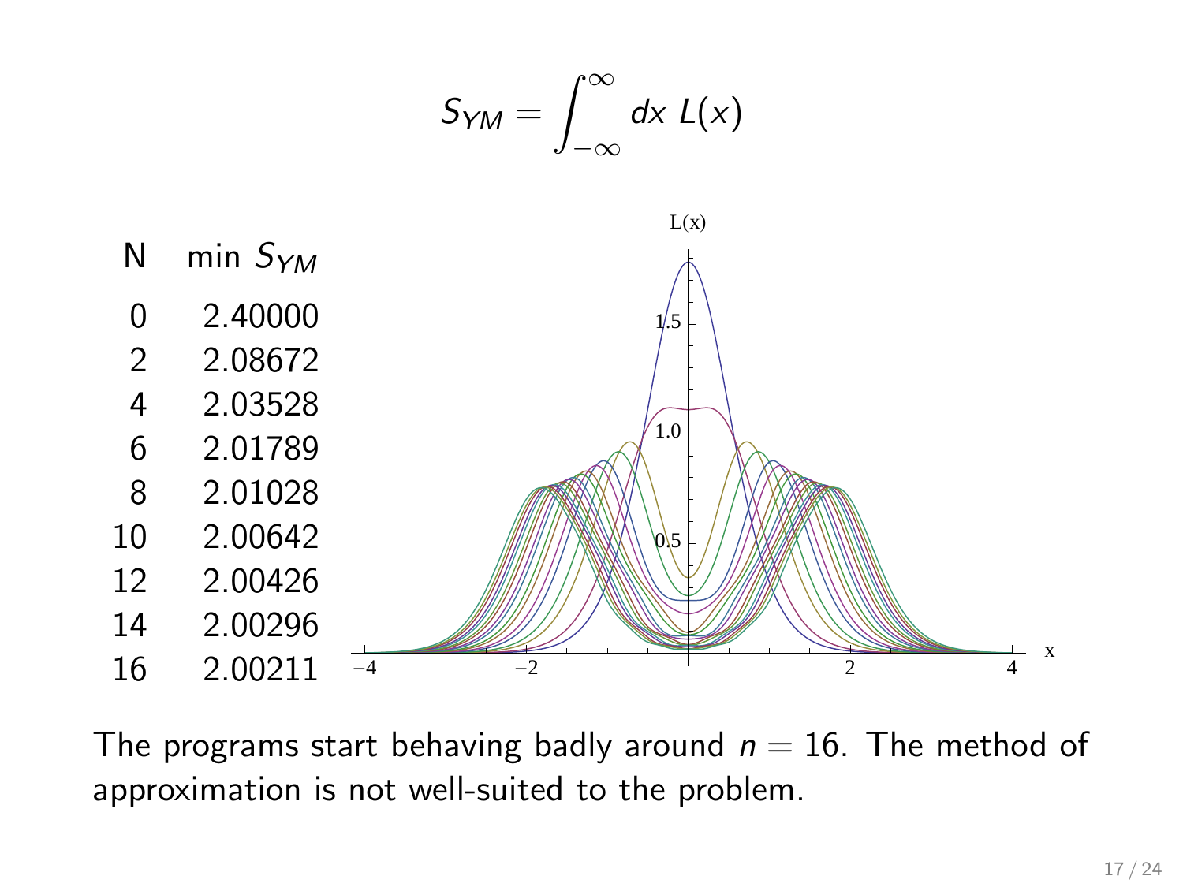$$S_{YM} = \int_{-\infty}^{\infty} dx \; L(x)$$

| N | min $S_{YM}$ |
|---|---|
| 0 | 2.40000 |
| 2 | 2.08672 |
| 4 | 2.03528 |
| 6 | 2.01789 |
| 8 | 2.01028 |
| 10 | 2.00642 |
| 12 | 2.00426 |
| 14 | 2.00296 |
| 16 | 2.00211 |

The programs start behaving badly around $n = 16$. The method of approximation is not well-suited to the problem.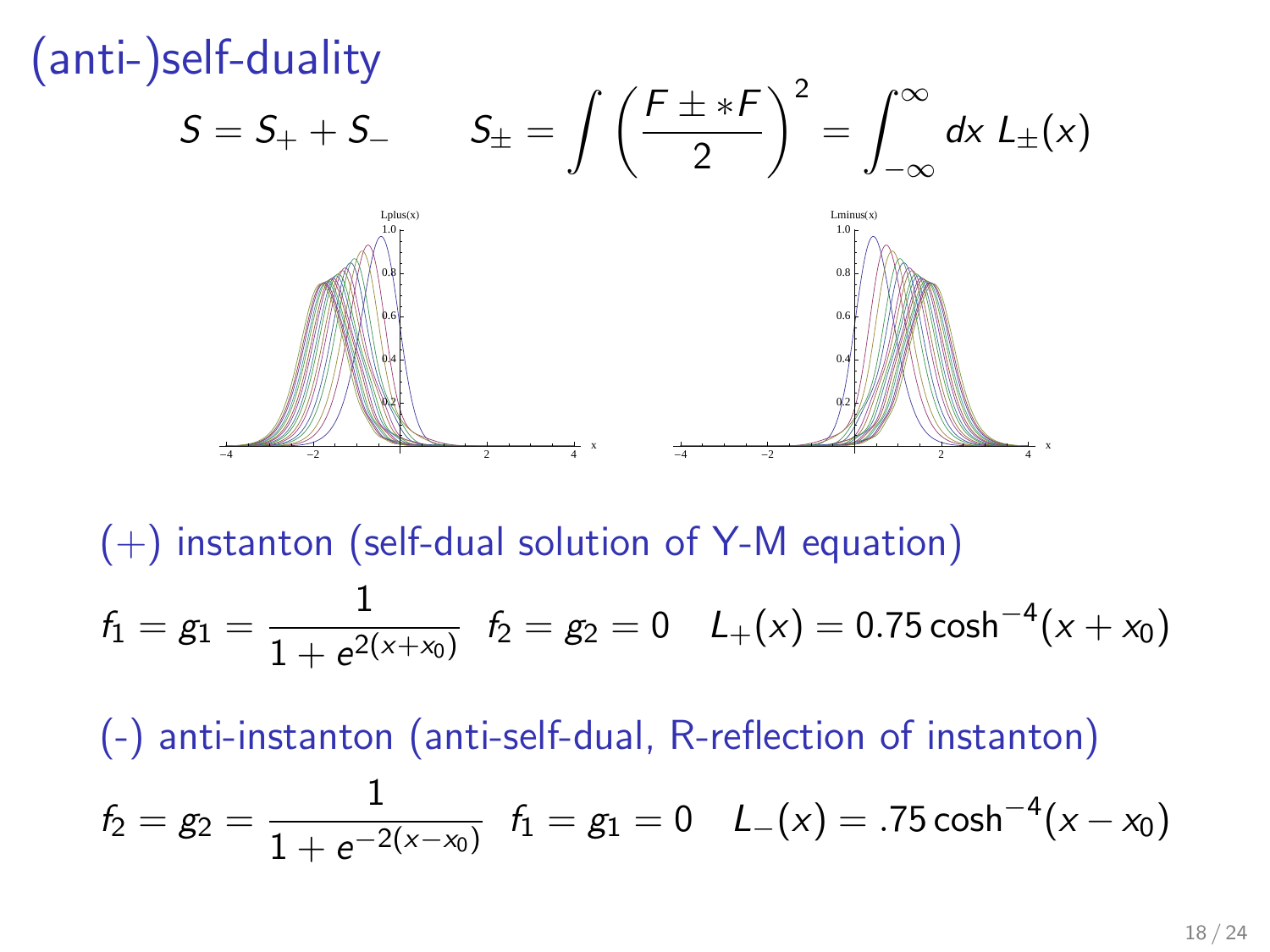# (anti-)self-duality

$$S = S_+ + S_- \qquad S_\pm = \int \left( \frac{F \pm *F}{2} \right)^2 = \int_{-\infty}^{\infty} dx \; L_\pm(x)$$

($+$) instanton (self-dual solution of Y-M equation)

$$f_1 = g_1 = \frac{1}{1 + e^{2(x + x_0)}} \quad f_2 = g_2 = 0 \quad L_+(x) = 0.75 \cosh^{-4}(x + x_0)$$

(-) anti-instanton (anti-self-dual, R-reflection of instanton)

$$f_2 = g_2 = \frac{1}{1 + e^{-2(x - x_0)}} \quad f_1 = g_1 = 0 \quad L_-(x) = .75 \cosh^{-4}(x - x_0)$$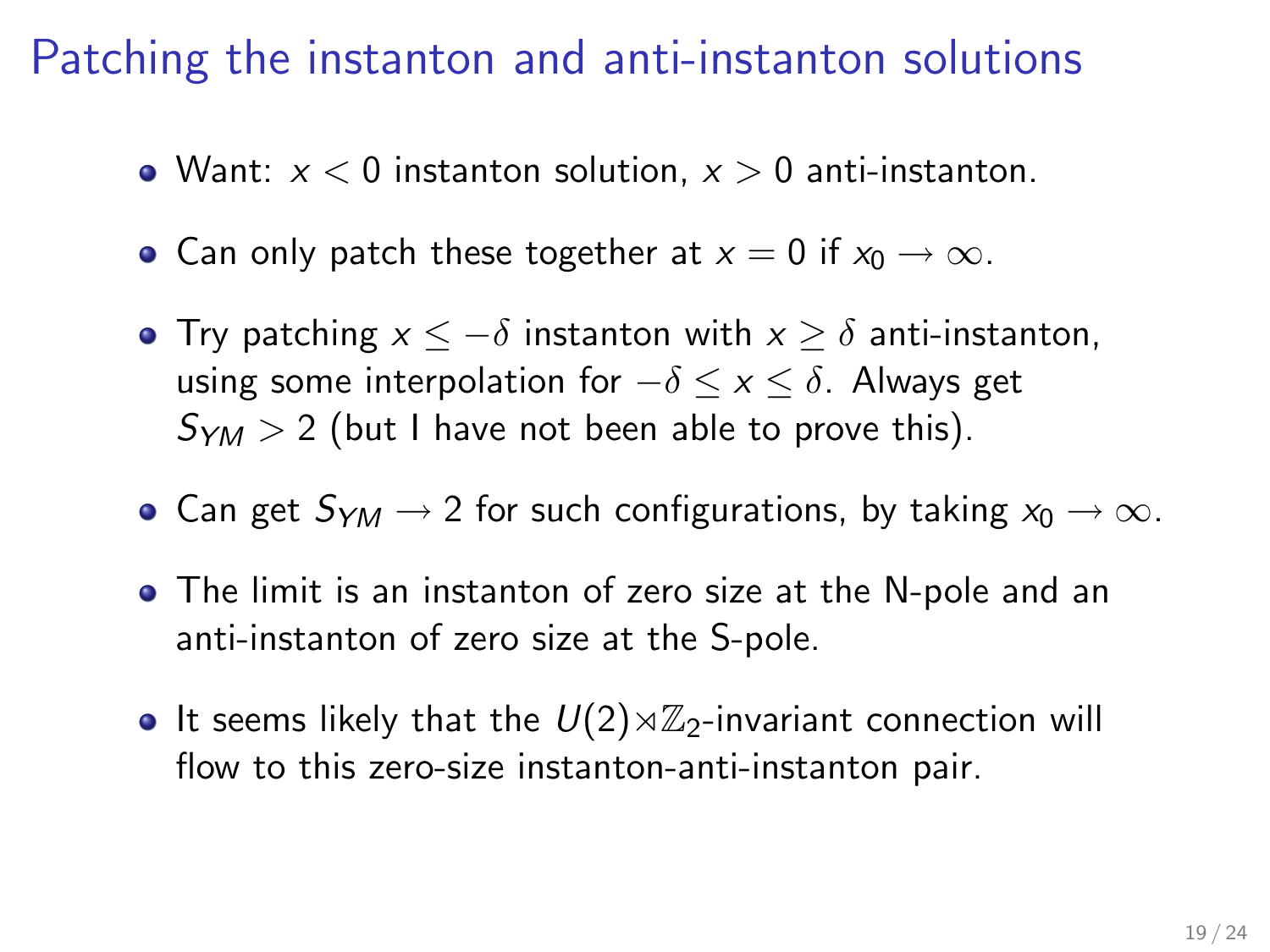# Patching the instanton and anti-instanton solutions

- Want: $x < 0$ instanton solution, $x > 0$ anti-instanton.
- Can only patch these together at $x = 0$ if $x_0 \to \infty$.
- Try patching $x \leq -\delta$ instanton with $x \geq \delta$ anti-instanton, using some interpolation for $-\delta \leq x \leq \delta$. Always get $S_{YM} > 2$ (but I have not been able to prove this).
- Can get $S_{YM} \to 2$ for such configurations, by taking $x_0 \to \infty$.
- The limit is an instanton of zero size at the N-pole and an anti-instanton of zero size at the S-pole.
- It seems likely that the $U(2) \rtimes \mathbb{Z}_2$-invariant connection will flow to this zero-size instanton-anti-instanton pair.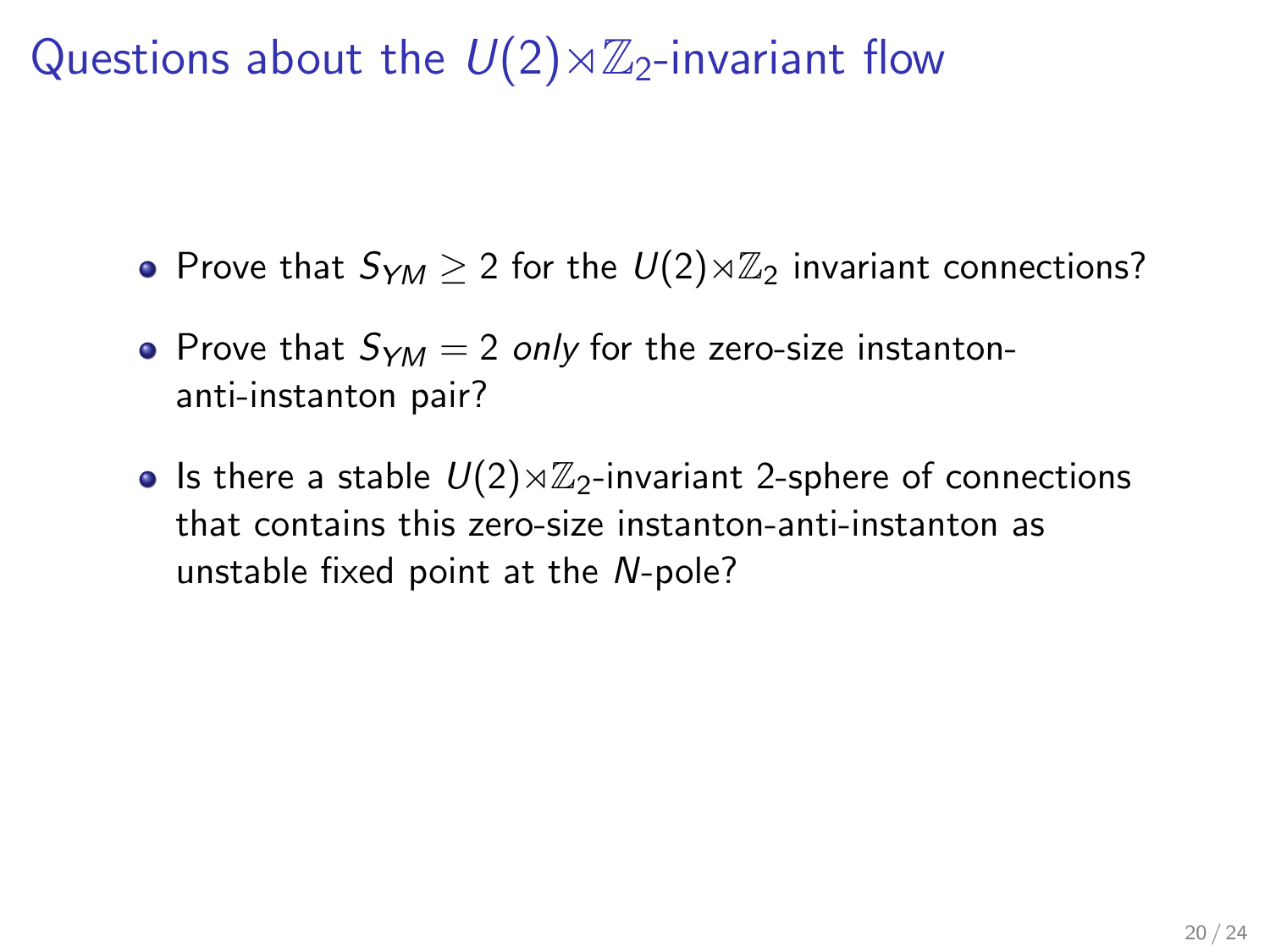# Questions about the $U(2)\rtimes\mathbb{Z}_2$-invariant flow

- Prove that $S_{YM} \geq 2$ for the $U(2)\rtimes\mathbb{Z}_2$ invariant connections?
- Prove that $S_{YM} = 2$ *only* for the zero-size instanton-anti-instanton pair?
- Is there a stable $U(2)\rtimes\mathbb{Z}_2$-invariant 2-sphere of connections that contains this zero-size instanton-anti-instanton as unstable fixed point at the $N$-pole?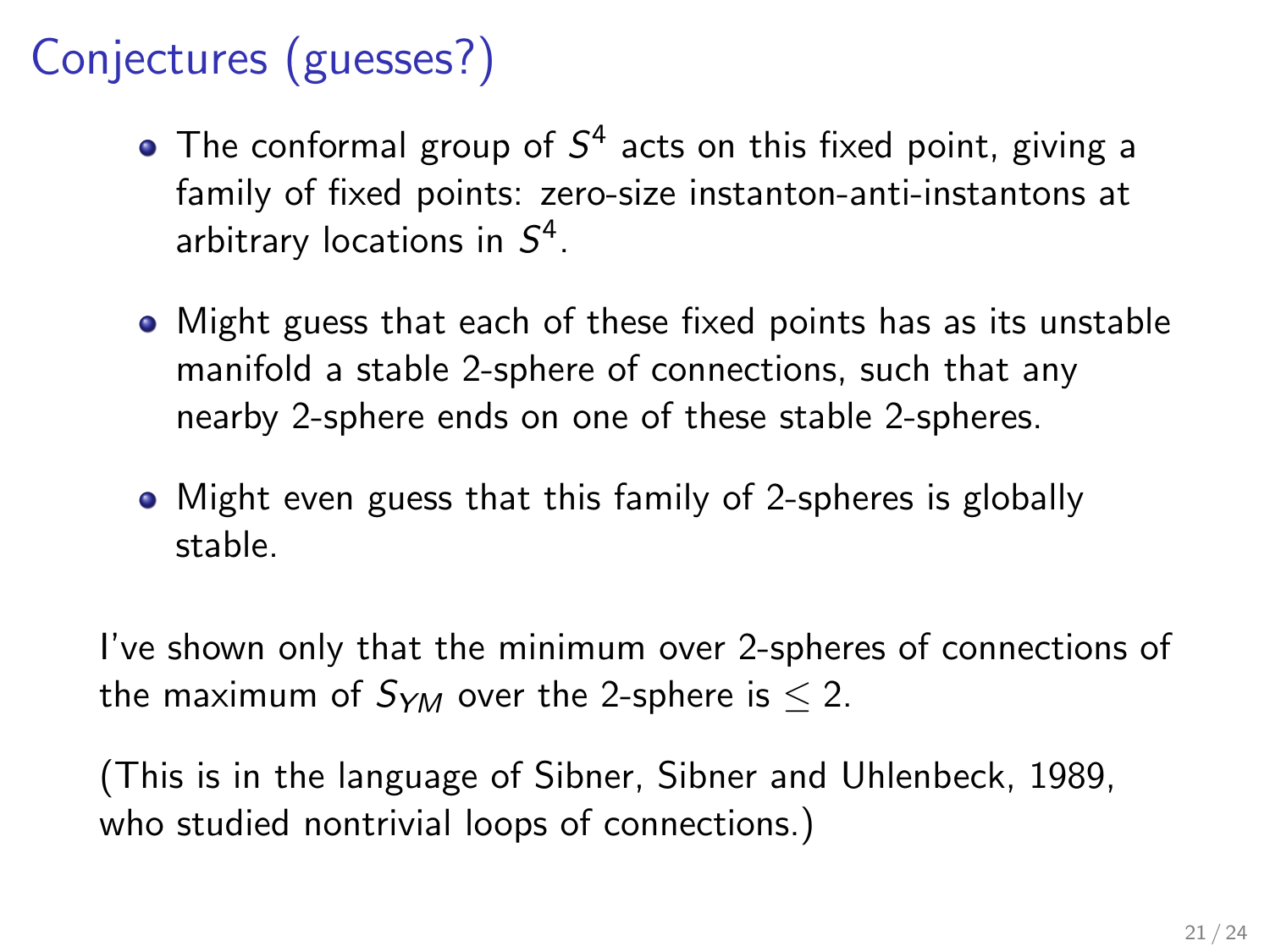# Conjectures (guesses?)

- The conformal group of $S^4$ acts on this fixed point, giving a family of fixed points: zero-size instanton-anti-instantons at arbitrary locations in $S^4$.
- Might guess that each of these fixed points has as its unstable manifold a stable 2-sphere of connections, such that any nearby 2-sphere ends on one of these stable 2-spheres.
- Might even guess that this family of 2-spheres is globally stable.

I've shown only that the minimum over 2-spheres of connections of the maximum of $S_{YM}$ over the 2-sphere is $\leq 2$.

(This is in the language of Sibner, Sibner and Uhlenbeck, 1989, who studied nontrivial loops of connections.)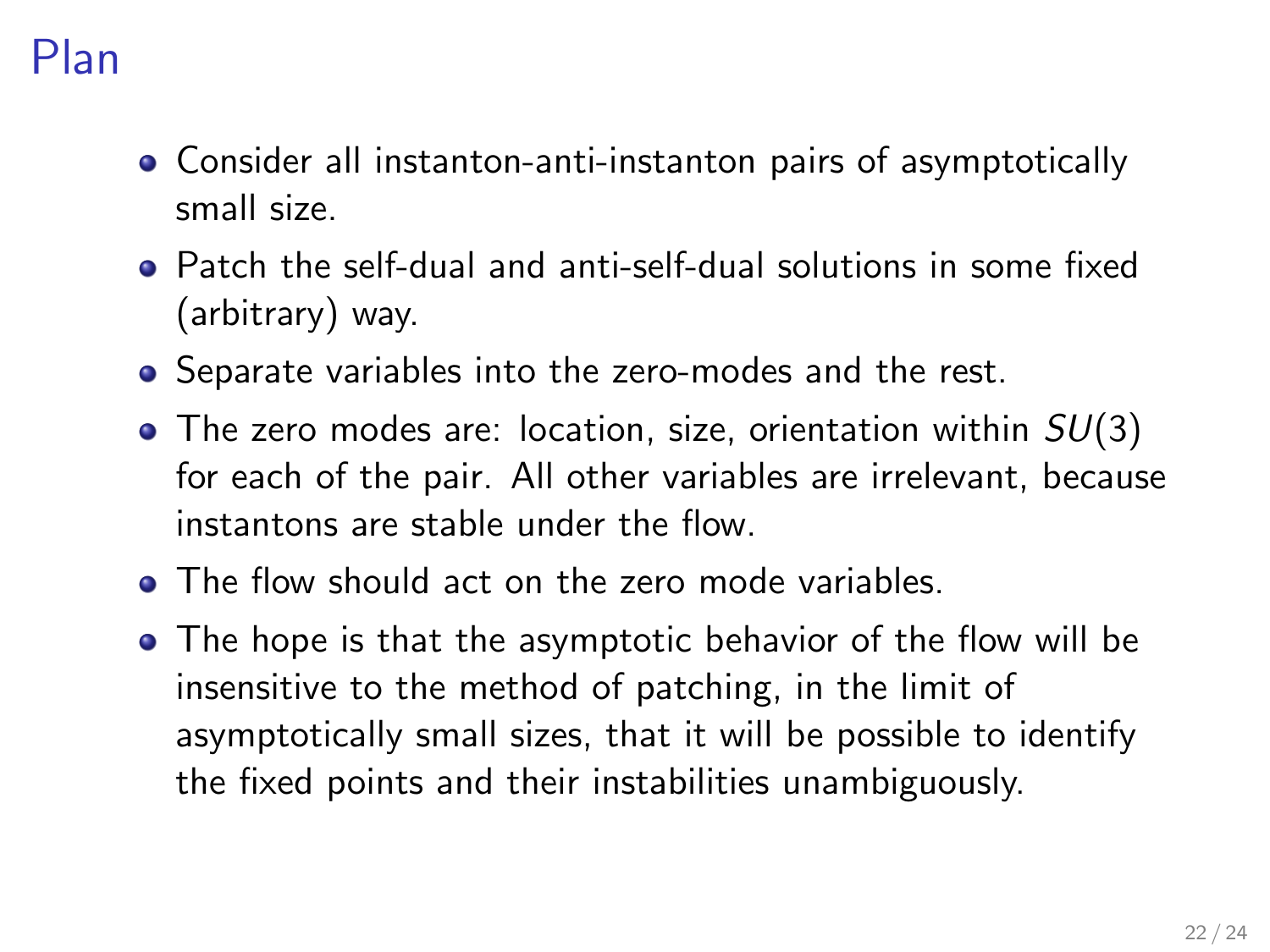# Plan

- Consider all instanton-anti-instanton pairs of asymptotically small size.
- Patch the self-dual and anti-self-dual solutions in some fixed (arbitrary) way.
- Separate variables into the zero-modes and the rest.
- The zero modes are: location, size, orientation within $SU(3)$ for each of the pair. All other variables are irrelevant, because instantons are stable under the flow.
- The flow should act on the zero mode variables.
- The hope is that the asymptotic behavior of the flow will be insensitive to the method of patching, in the limit of asymptotically small sizes, that it will be possible to identify the fixed points and their instabilities unambiguously.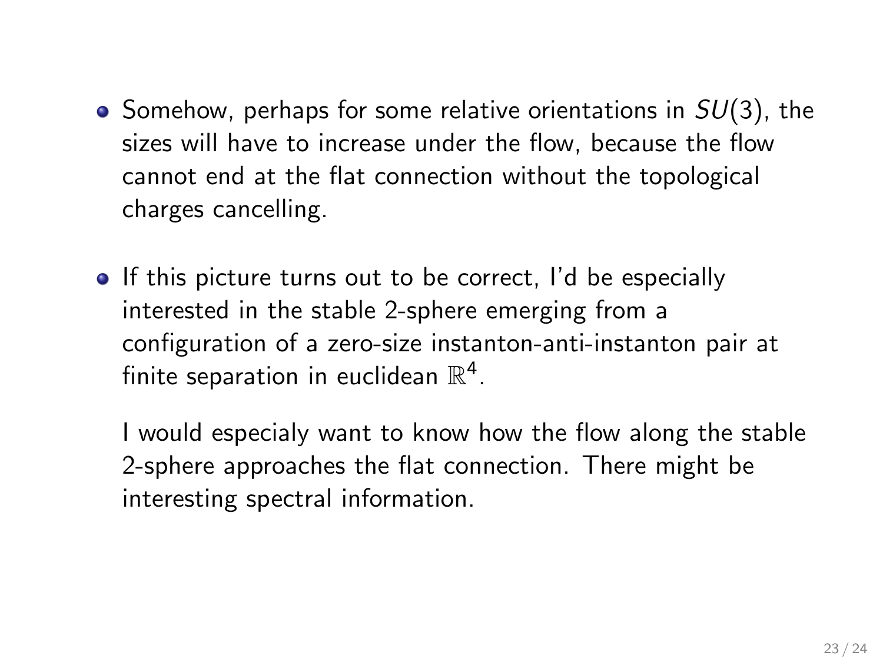- Somehow, perhaps for some relative orientations in $SU(3)$, the sizes will have to increase under the flow, because the flow cannot end at the flat connection without the topological charges cancelling.

- If this picture turns out to be correct, I'd be especially interested in the stable 2-sphere emerging from a configuration of a zero-size instanton-anti-instanton pair at finite separation in euclidean $\mathbb{R}^4$.

  I would especialy want to know how the flow along the stable 2-sphere approaches the flat connection. There might be interesting spectral information.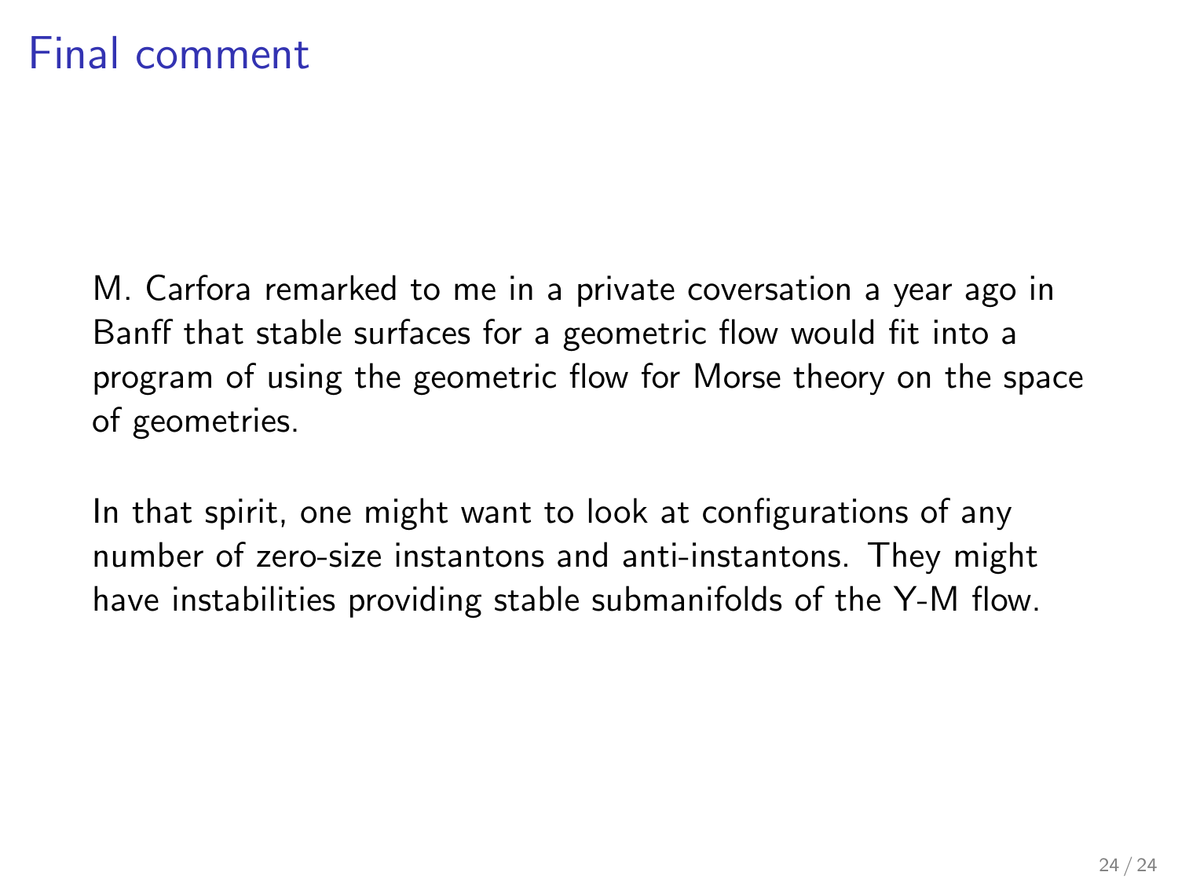# Final comment

M. Carfora remarked to me in a private coversation a year ago in Banff that stable surfaces for a geometric flow would fit into a program of using the geometric flow for Morse theory on the space of geometries.

In that spirit, one might want to look at configurations of any number of zero-size instantons and anti-instantons. They might have instabilities providing stable submanifolds of the Y-M flow.